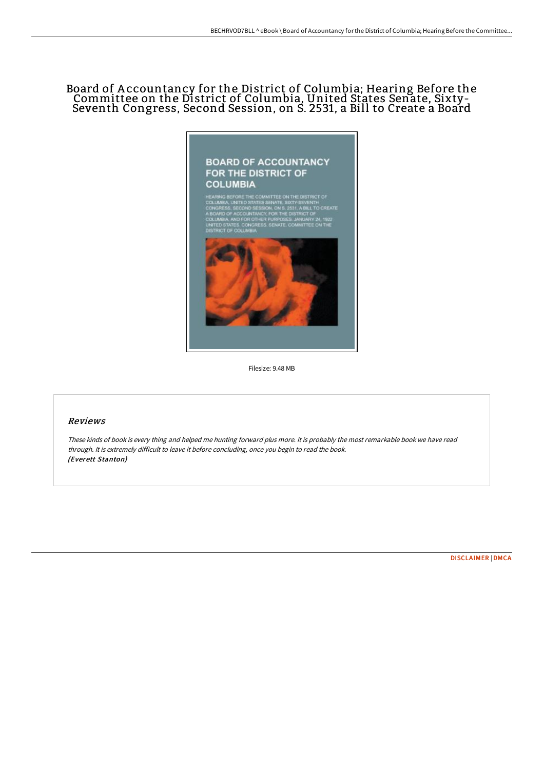# Board of Accountancy for the District of Columbia; Hearing Before the Committee on the District of Columbia, United States Senate, Sixty-Seventh Congress, Second Session, on S. 2531, a Bill to Create a Board

Filesize: 9.48 MB

## Reviews

*These kinds of book is every thing and helped me hunting forward plus more. It is probably the most remarkable book we have read through. It is extremely difficult to leave it before concluding, once you begin to read the book.*
***(Everett Stanton)***

[DISCLAIMER](#) | [DMCA](#)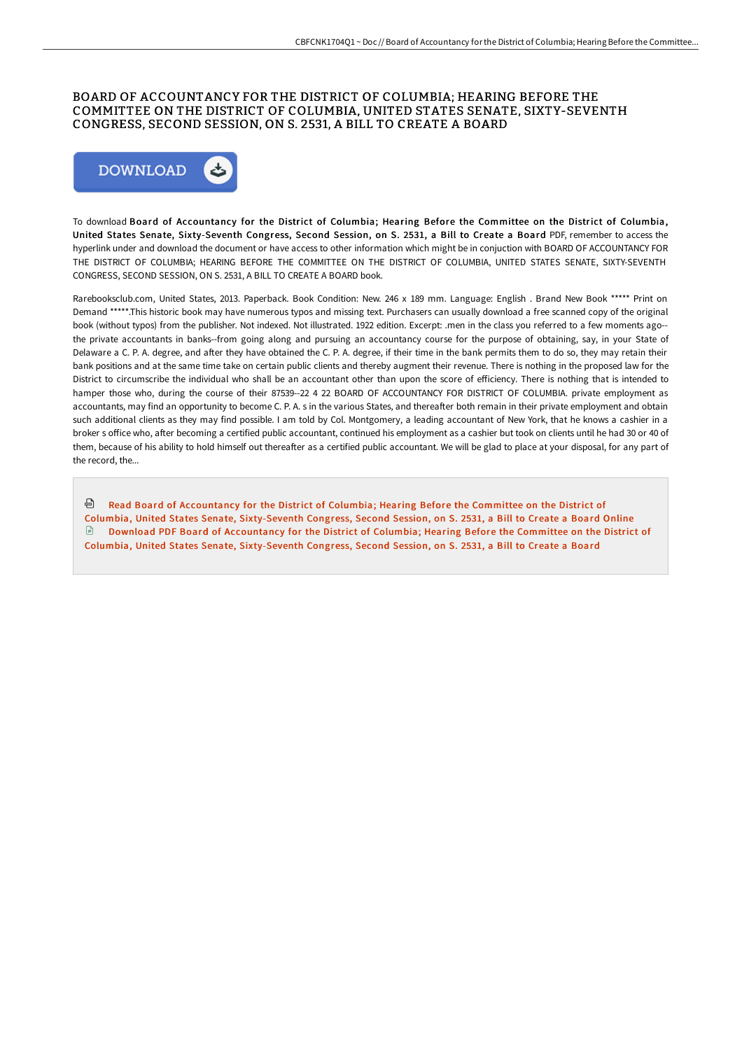# BOARD OF ACCOUNTANCY FOR THE DISTRICT OF COLUMBIA; HEARING BEFORE THE COMMITTEE ON THE DISTRICT OF COLUMBIA, UNITED STATES SENATE, SIXTY-SEVENTH CONGRESS, SECOND SESSION, ON S. 2531, A BILL TO CREATE A BOARD

DOWNLOAD

To download **Board of Accountancy for the District of Columbia; Hearing Before the Committee on the District of Columbia, United States Senate, Sixty-Seventh Congress, Second Session, on S. 2531, a Bill to Create a Board** PDF, remember to access the hyperlink under and download the document or have access to other information which might be in conjuction with BOARD OF ACCOUNTANCY FOR THE DISTRICT OF COLUMBIA; HEARING BEFORE THE COMMITTEE ON THE DISTRICT OF COLUMBIA, UNITED STATES SENATE, SIXTY-SEVENTH CONGRESS, SECOND SESSION, ON S. 2531, A BILL TO CREATE A BOARD book.

Rarebooksclub.com, United States, 2013. Paperback. Book Condition: New. 246 x 189 mm. Language: English . Brand New Book ***** Print on Demand *****.This historic book may have numerous typos and missing text. Purchasers can usually download a free scanned copy of the original book (without typos) from the publisher. Not indexed. Not illustrated. 1922 edition. Excerpt: .men in the class you referred to a few moments ago--the private accountants in banks--from going along and pursuing an accountancy course for the purpose of obtaining, say, in your State of Delaware a C. P. A. degree, and after they have obtained the C. P. A. degree, if their time in the bank permits them to do so, they may retain their bank positions and at the same time take on certain public clients and thereby augment their revenue. There is nothing in the proposed law for the District to circumscribe the individual who shall be an accountant other than upon the score of efficiency. There is nothing that is intended to hamper those who, during the course of their 87539--22 4 22 BOARD OF ACCOUNTANCY FOR DISTRICT OF COLUMBIA. private employment as accountants, may find an opportunity to become C. P. A. s in the various States, and thereafter both remain in their private employment and obtain such additional clients as they may find possible. I am told by Col. Montgomery, a leading accountant of New York, that he knows a cashier in a broker s office who, after becoming a certified public accountant, continued his employment as a cashier but took on clients until he had 30 or 40 of them, because of his ability to hold himself out thereafter as a certified public accountant. We will be glad to place at your disposal, for any part of the record, the...

Read Board of Accountancy for the District of Columbia; Hearing Before the Committee on the District of Columbia, United States Senate, Sixty-Seventh Congress, Second Session, on S. 2531, a Bill to Create a Board Online

Download PDF Board of Accountancy for the District of Columbia; Hearing Before the Committee on the District of Columbia, United States Senate, Sixty-Seventh Congress, Second Session, on S. 2531, a Bill to Create a Board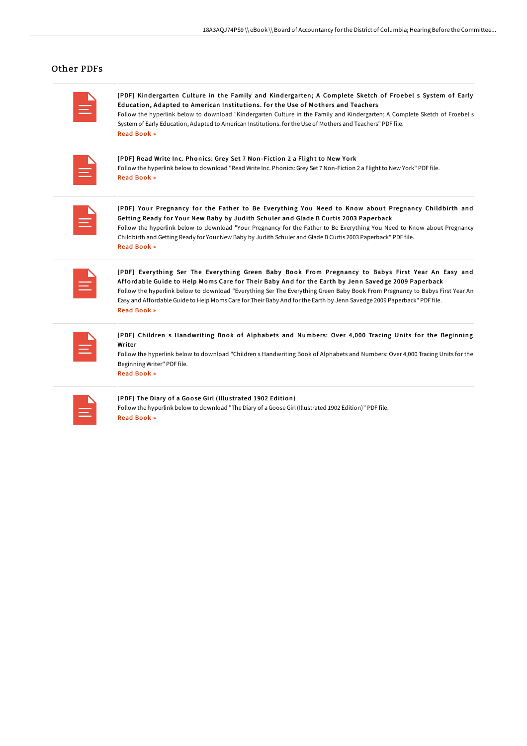## Other PDFs

**[PDF] Kindergarten Culture in the Family and Kindergarten; A Complete Sketch of Froebel s System of Early Education, Adapted to American Institutions. for the Use of Mothers and Teachers**

Follow the hyperlink below to download "Kindergarten Culture in the Family and Kindergarten; A Complete Sketch of Froebel s System of Early Education, Adapted to American Institutions. for the Use of Mothers and Teachers" PDF file.

Read Book »

**[PDF] Read Write Inc. Phonics: Grey Set 7 Non-Fiction 2 a Flight to New York**

Follow the hyperlink below to download "Read Write Inc. Phonics: Grey Set 7 Non-Fiction 2 a Flight to New York" PDF file.

Read Book »

**[PDF] Your Pregnancy for the Father to Be Everything You Need to Know about Pregnancy Childbirth and Getting Ready for Your New Baby by Judith Schuler and Glade B Curtis 2003 Paperback**

Follow the hyperlink below to download "Your Pregnancy for the Father to Be Everything You Need to Know about Pregnancy Childbirth and Getting Ready for Your New Baby by Judith Schuler and Glade B Curtis 2003 Paperback" PDF file.

Read Book »

**[PDF] Everything Ser The Everything Green Baby Book From Pregnancy to Babys First Year An Easy and Affordable Guide to Help Moms Care for Their Baby And for the Earth by Jenn Savedge 2009 Paperback**

Follow the hyperlink below to download "Everything Ser The Everything Green Baby Book From Pregnancy to Babys First Year An Easy and Affordable Guide to Help Moms Care for Their Baby And for the Earth by Jenn Savedge 2009 Paperback" PDF file.

Read Book »

**[PDF] Children s Handwriting Book of Alphabets and Numbers: Over 4,000 Tracing Units for the Beginning Writer**

Follow the hyperlink below to download "Children s Handwriting Book of Alphabets and Numbers: Over 4,000 Tracing Units for the Beginning Writer" PDF file.

Read Book »

**[PDF] The Diary of a Goose Girl (Illustrated 1902 Edition)**

Follow the hyperlink below to download "The Diary of a Goose Girl (Illustrated 1902 Edition)" PDF file.

Read Book »